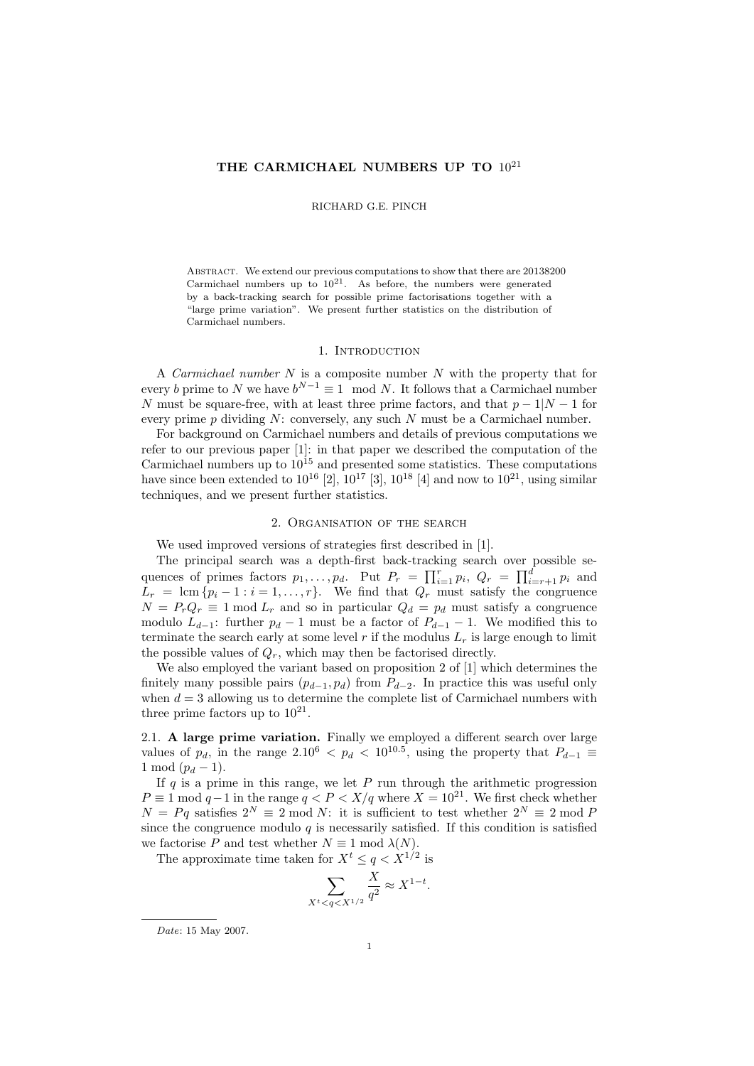# THE CARMICHAEL NUMBERS UP TO $10^{21}$

RICHARD G.E. PINCH

Abstract. We extend our previous computations to show that there are 20138200 Carmichael numbers up to $10^{21}$. As before, the numbers were generated by a back-tracking search for possible prime factorisations together with a "large prime variation". We present further statistics on the distribution of Carmichael numbers.

## 1. Introduction

A *Carmichael number* $N$ is a composite number $N$ with the property that for every $b$ prime to $N$ we have $b^{N-1} \equiv 1 \mod N$. It follows that a Carmichael number $N$ must be square-free, with at least three prime factors, and that $p-1|N-1$ for every prime $p$ dividing $N$: conversely, any such $N$ must be a Carmichael number.

For background on Carmichael numbers and details of previous computations we refer to our previous paper [1]: in that paper we described the computation of the Carmichael numbers up to $10^{15}$ and presented some statistics. These computations have since been extended to $10^{16}$ [2], $10^{17}$ [3], $10^{18}$ [4] and now to $10^{21}$, using similar techniques, and we present further statistics.

## 2. Organisation of the search

We used improved versions of strategies first described in [1].

The principal search was a depth-first back-tracking search over possible sequences of primes factors $p_1, \ldots, p_d$. Put $P_r = \prod_{i=1}^{r} p_i$, $Q_r = \prod_{i=r+1}^{d} p_i$ and $L_r = \operatorname{lcm}\{p_i - 1 : i = 1, \ldots, r\}$. We find that $Q_r$ must satisfy the congruence $N = P_r Q_r \equiv 1 \bmod L_r$ and so in particular $Q_d = p_d$ must satisfy a congruence modulo $L_{d-1}$: further $p_d - 1$ must be a factor of $P_{d-1} - 1$. We modified this to terminate the search early at some level $r$ if the modulus $L_r$ is large enough to limit the possible values of $Q_r$, which may then be factorised directly.

We also employed the variant based on proposition 2 of [1] which determines the finitely many possible pairs $(p_{d-1}, p_d)$ from $P_{d-2}$. In practice this was useful only when $d = 3$ allowing us to determine the complete list of Carmichael numbers with three prime factors up to $10^{21}$.

**2.1. A large prime variation.** Finally we employed a different search over large values of $p_d$, in the range $2.10^6 < p_d < 10^{10.5}$, using the property that $P_{d-1} \equiv 1 \bmod (p_d - 1)$.

If $q$ is a prime in this range, we let $P$ run through the arithmetic progression $P \equiv 1 \bmod q-1$ in the range $q < P < X/q$ where $X = 10^{21}$. We first check whether $N = Pq$ satisfies $2^N \equiv 2 \bmod N$: it is sufficient to test whether $2^N \equiv 2 \bmod P$ since the congruence modulo $q$ is necessarily satisfied. If this condition is satisfied we factorise $P$ and test whether $N \equiv 1 \bmod \lambda(N)$.

The approximate time taken for $X^t \le q < X^{1/2}$ is

$$\sum_{X^t < q < X^{1/2}} \frac{X}{q^2} \approx X^{1-t}.$$

*Date*: 15 May 2007.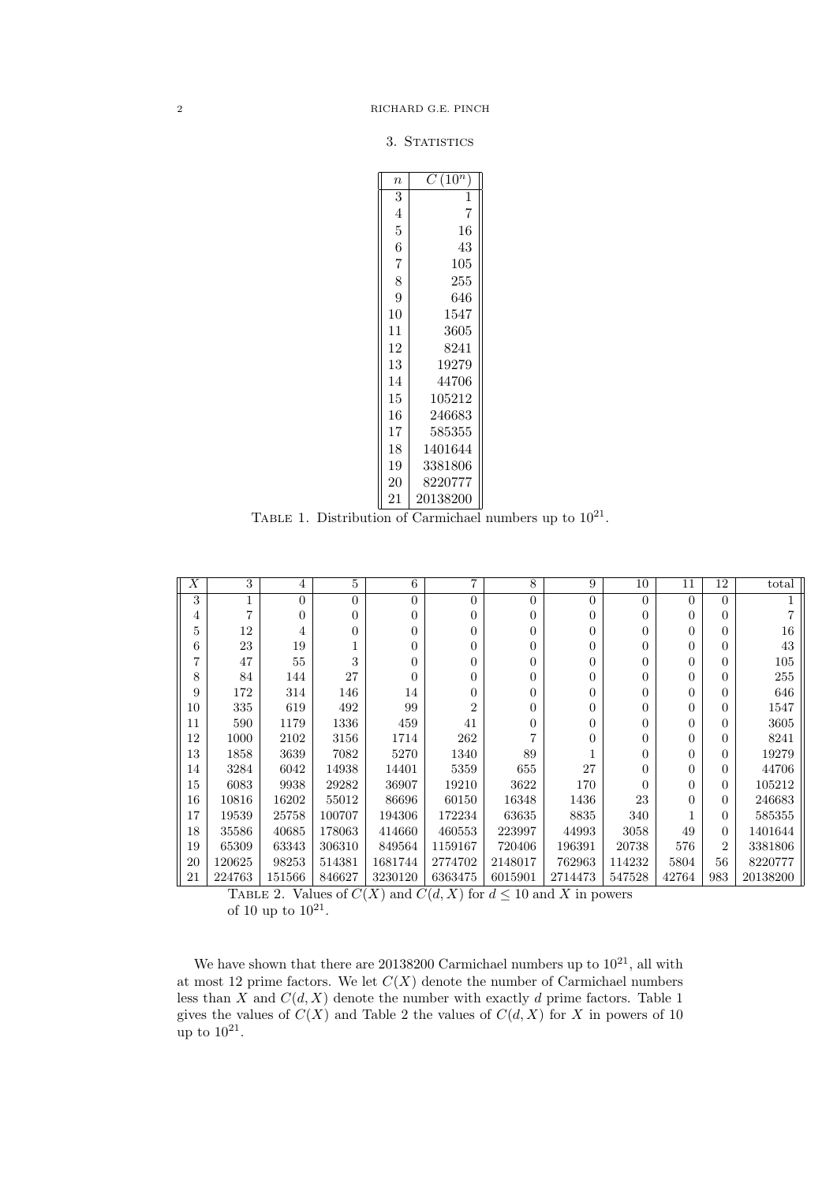## 3. Statistics

| $n$ | $C(10^n)$ |
|---|---|
| 3 | 1 |
| 4 | 7 |
| 5 | 16 |
| 6 | 43 |
| 7 | 105 |
| 8 | 255 |
| 9 | 646 |
| 10 | 1547 |
| 11 | 3605 |
| 12 | 8241 |
| 13 | 19279 |
| 14 | 44706 |
| 15 | 105212 |
| 16 | 246683 |
| 17 | 585355 |
| 18 | 1401644 |
| 19 | 3381806 |
| 20 | 8220777 |
| 21 | 20138200 |

Table 1. Distribution of Carmichael numbers up to $10^{21}$.

| $X$ | 3 | 4 | 5 | 6 | 7 | 8 | 9 | 10 | 11 | 12 | total |
|---|---|---|---|---|---|---|---|---|---|---|---|
| 3 | 1 | 0 | 0 | 0 | 0 | 0 | 0 | 0 | 0 | 0 | 1 |
| 4 | 7 | 0 | 0 | 0 | 0 | 0 | 0 | 0 | 0 | 0 | 7 |
| 5 | 12 | 4 | 0 | 0 | 0 | 0 | 0 | 0 | 0 | 0 | 16 |
| 6 | 23 | 19 | 1 | 0 | 0 | 0 | 0 | 0 | 0 | 0 | 43 |
| 7 | 47 | 55 | 3 | 0 | 0 | 0 | 0 | 0 | 0 | 0 | 105 |
| 8 | 84 | 144 | 27 | 0 | 0 | 0 | 0 | 0 | 0 | 0 | 255 |
| 9 | 172 | 314 | 146 | 14 | 0 | 0 | 0 | 0 | 0 | 0 | 646 |
| 10 | 335 | 619 | 492 | 99 | 2 | 0 | 0 | 0 | 0 | 0 | 1547 |
| 11 | 590 | 1179 | 1336 | 459 | 41 | 0 | 0 | 0 | 0 | 0 | 3605 |
| 12 | 1000 | 2102 | 3156 | 1714 | 262 | 7 | 0 | 0 | 0 | 0 | 8241 |
| 13 | 1858 | 3639 | 7082 | 5270 | 1340 | 89 | 1 | 0 | 0 | 0 | 19279 |
| 14 | 3284 | 6042 | 14938 | 14401 | 5359 | 655 | 27 | 0 | 0 | 0 | 44706 |
| 15 | 6083 | 9938 | 29282 | 36907 | 19210 | 3622 | 170 | 0 | 0 | 0 | 105212 |
| 16 | 10816 | 16202 | 55012 | 86696 | 60150 | 16348 | 1436 | 23 | 0 | 0 | 246683 |
| 17 | 19539 | 25758 | 100707 | 194306 | 172234 | 63635 | 8835 | 340 | 1 | 0 | 585355 |
| 18 | 35586 | 40685 | 178063 | 414660 | 460553 | 223997 | 44993 | 3058 | 49 | 0 | 1401644 |
| 19 | 65309 | 63343 | 306310 | 849564 | 1159167 | 720406 | 196391 | 20738 | 576 | 2 | 3381806 |
| 20 | 120625 | 98253 | 514381 | 1681744 | 2774702 | 2148017 | 762963 | 114232 | 5804 | 56 | 8220777 |
| 21 | 224763 | 151566 | 846627 | 3230120 | 6363475 | 6015901 | 2714473 | 547528 | 42764 | 983 | 20138200 |

Table 2. Values of $C(X)$ and $C(d, X)$ for $d \leq 10$ and $X$ in powers of 10 up to $10^{21}$.

We have shown that there are 20138200 Carmichael numbers up to $10^{21}$, all with at most 12 prime factors. We let $C(X)$ denote the number of Carmichael numbers less than $X$ and $C(d, X)$ denote the number with exactly $d$ prime factors. Table 1 gives the values of $C(X)$ and Table 2 the values of $C(d, X)$ for $X$ in powers of 10 up to $10^{21}$.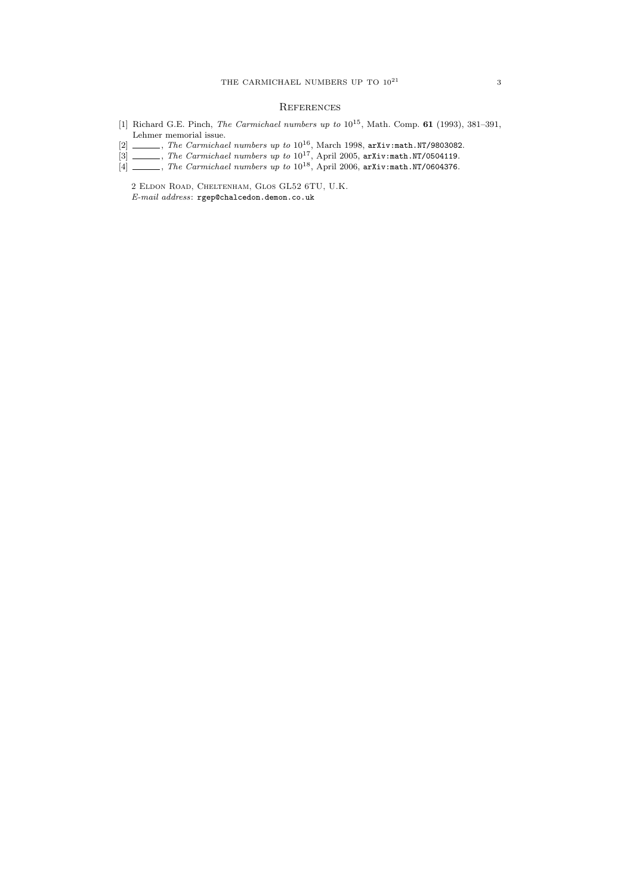## References

[1] Richard G.E. Pinch, *The Carmichael numbers up to* $10^{15}$, Math. Comp. **61** (1993), 381–391, Lehmer memorial issue.

[2] ______, *The Carmichael numbers up to* $10^{16}$, March 1998, `arXiv:math.NT/9803082`.

[3] ______, *The Carmichael numbers up to* $10^{17}$, April 2005, `arXiv:math.NT/0504119`.

[4] ______, *The Carmichael numbers up to* $10^{18}$, April 2006, `arXiv:math.NT/0604376`.

2 Eldon Road, Cheltenham, Glos GL52 6TU, U.K.

*E-mail address*: `rgep@chalcedon.demon.co.uk`